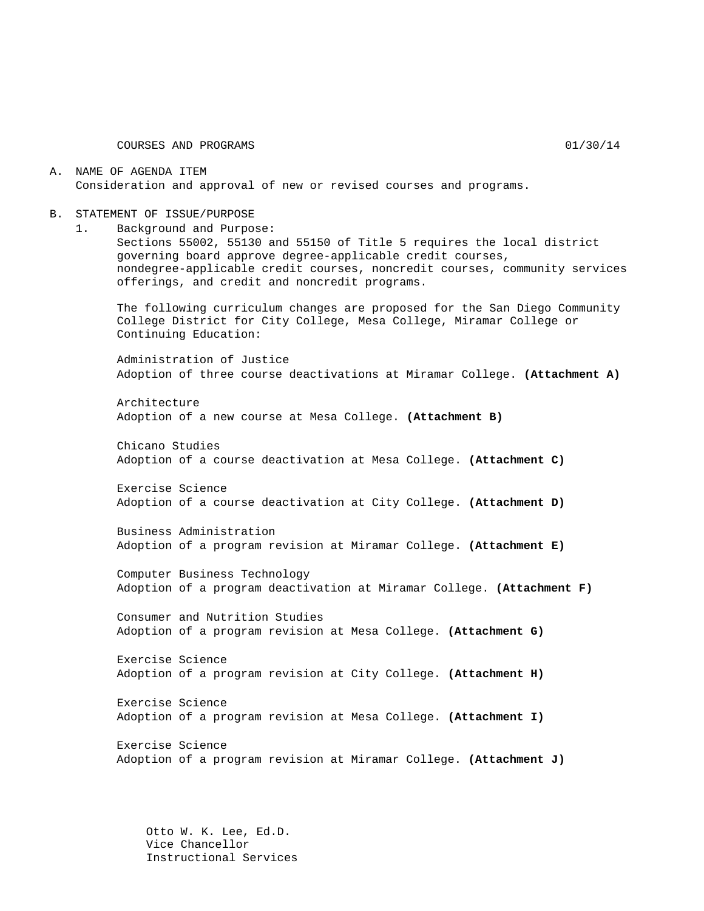COURSES AND PROGRAMS 01/30/14

A. NAME OF AGENDA ITEM
   Consideration and approval of new or revised courses and programs.

B. STATEMENT OF ISSUE/PURPOSE
   1. Background and Purpose:
      Sections 55002, 55130 and 55150 of Title 5 requires the local district governing board approve degree-applicable credit courses, nondegree-applicable credit courses, noncredit courses, community services offerings, and credit and noncredit programs.

      The following curriculum changes are proposed for the San Diego Community College District for City College, Mesa College, Miramar College or Continuing Education:

      Administration of Justice
      Adoption of three course deactivations at Miramar College. **(Attachment A)**

      Architecture
      Adoption of a new course at Mesa College. **(Attachment B)**

      Chicano Studies
      Adoption of a course deactivation at Mesa College. **(Attachment C)**

      Exercise Science
      Adoption of a course deactivation at City College. **(Attachment D)**

      Business Administration
      Adoption of a program revision at Miramar College. **(Attachment E)**

      Computer Business Technology
      Adoption of a program deactivation at Miramar College. **(Attachment F)**

      Consumer and Nutrition Studies
      Adoption of a program revision at Mesa College. **(Attachment G)**

      Exercise Science
      Adoption of a program revision at City College. **(Attachment H)**

      Exercise Science
      Adoption of a program revision at Mesa College. **(Attachment I)**

      Exercise Science
      Adoption of a program revision at Miramar College. **(Attachment J)**

Otto W. K. Lee, Ed.D.
Vice Chancellor
Instructional Services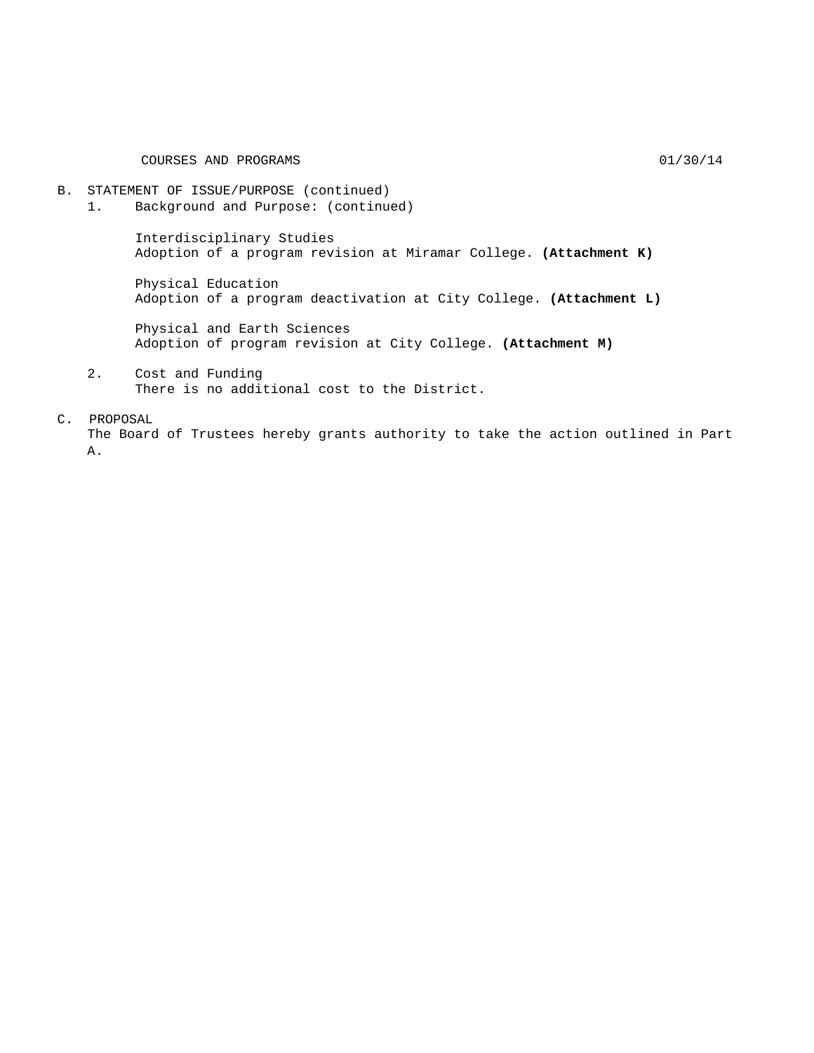B. STATEMENT OF ISSUE/PURPOSE (continued)

1. Background and Purpose: (continued)

   Interdisciplinary Studies
   Adoption of a program revision at Miramar College. **(Attachment K)**

   Physical Education
   Adoption of a program deactivation at City College. **(Attachment L)**

   Physical and Earth Sciences
   Adoption of program revision at City College. **(Attachment M)**

2. Cost and Funding
   There is no additional cost to the District.

C. PROPOSAL

The Board of Trustees hereby grants authority to take the action outlined in Part A.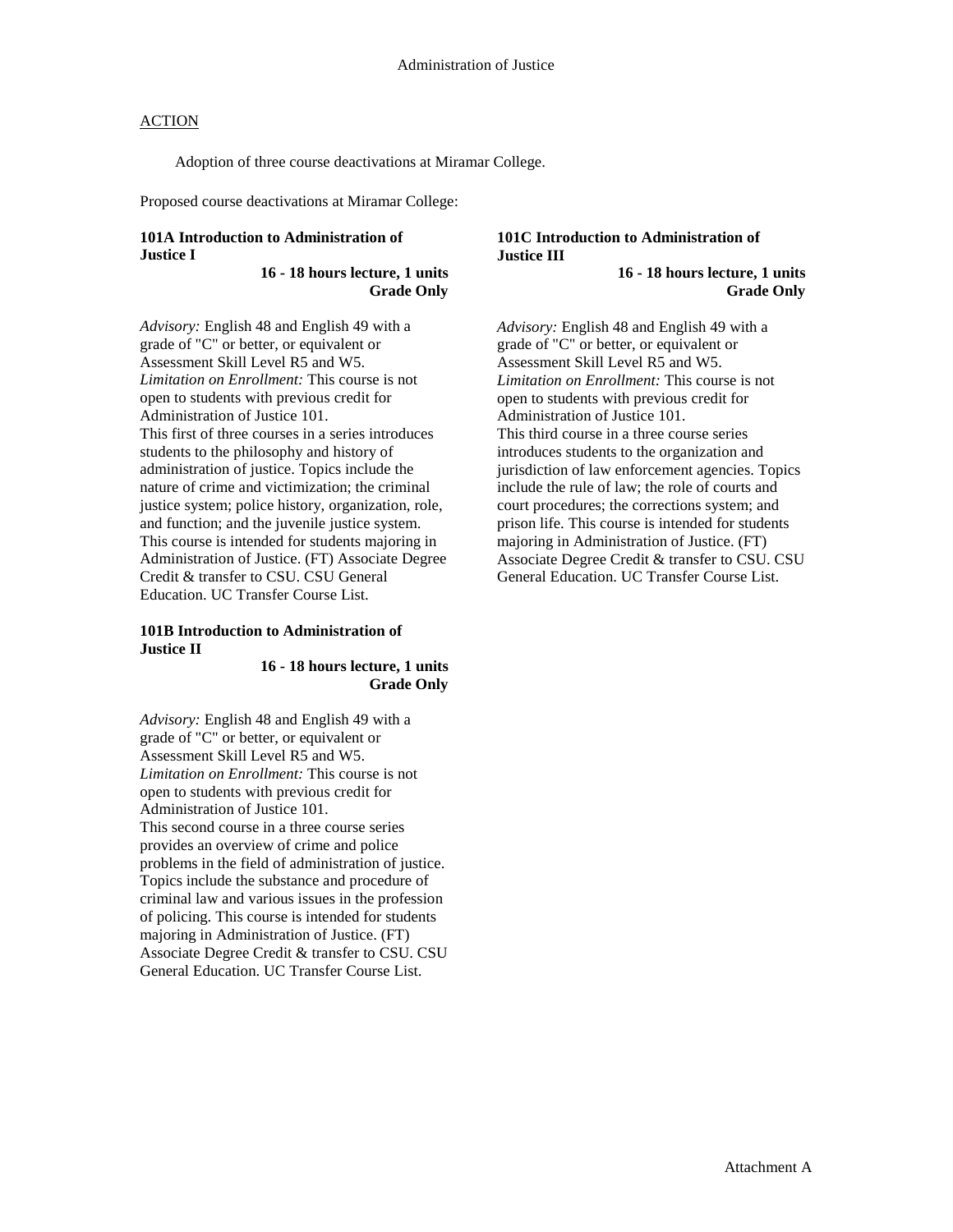Administration of Justice

ACTION

Adoption of three course deactivations at Miramar College.

Proposed course deactivations at Miramar College:

**101A Introduction to Administration of Justice I**

**16 - 18 hours lecture, 1 units**
**Grade Only**

*Advisory:* English 48 and English 49 with a grade of "C" or better, or equivalent or Assessment Skill Level R5 and W5.
*Limitation on Enrollment:* This course is not open to students with previous credit for Administration of Justice 101.
This first of three courses in a series introduces students to the philosophy and history of administration of justice. Topics include the nature of crime and victimization; the criminal justice system; police history, organization, role, and function; and the juvenile justice system. This course is intended for students majoring in Administration of Justice. (FT) Associate Degree Credit & transfer to CSU. CSU General Education. UC Transfer Course List.

**101B Introduction to Administration of Justice II**

**16 - 18 hours lecture, 1 units**
**Grade Only**

*Advisory:* English 48 and English 49 with a grade of "C" or better, or equivalent or Assessment Skill Level R5 and W5.
*Limitation on Enrollment:* This course is not open to students with previous credit for Administration of Justice 101.
This second course in a three course series provides an overview of crime and police problems in the field of administration of justice. Topics include the substance and procedure of criminal law and various issues in the profession of policing. This course is intended for students majoring in Administration of Justice. (FT) Associate Degree Credit & transfer to CSU. CSU General Education. UC Transfer Course List.

**101C Introduction to Administration of Justice III**

**16 - 18 hours lecture, 1 units**
**Grade Only**

*Advisory:* English 48 and English 49 with a grade of "C" or better, or equivalent or Assessment Skill Level R5 and W5.
*Limitation on Enrollment:* This course is not open to students with previous credit for Administration of Justice 101.
This third course in a three course series introduces students to the organization and jurisdiction of law enforcement agencies. Topics include the rule of law; the role of courts and court procedures; the corrections system; and prison life. This course is intended for students majoring in Administration of Justice. (FT) Associate Degree Credit & transfer to CSU. CSU General Education. UC Transfer Course List.

Attachment A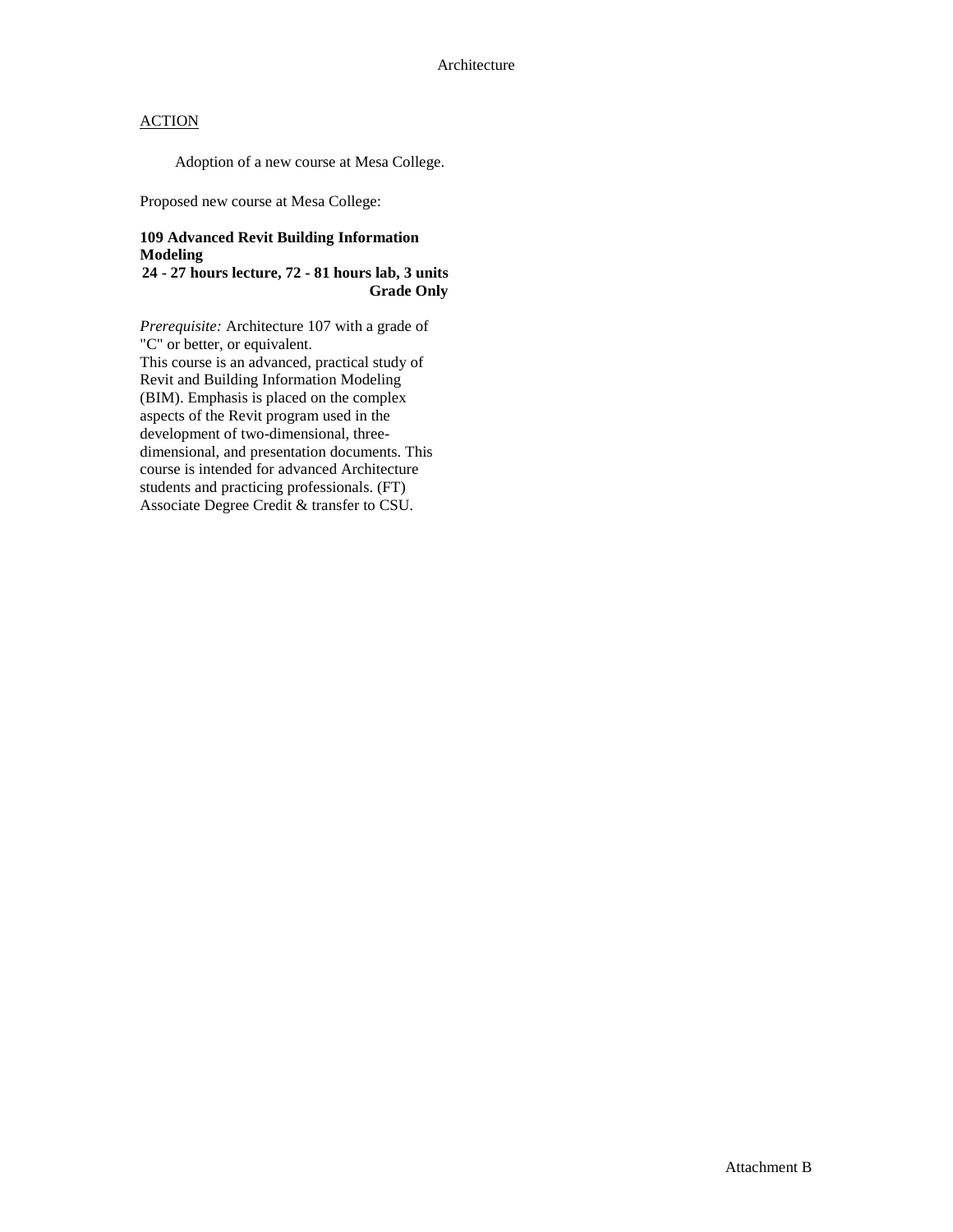Architecture

ACTION

Adoption of a new course at Mesa College.

Proposed new course at Mesa College:

**109 Advanced Revit Building Information Modeling**
**24 - 27 hours lecture, 72 - 81 hours lab, 3 units**
**Grade Only**

*Prerequisite:* Architecture 107 with a grade of "C" or better, or equivalent.
This course is an advanced, practical study of Revit and Building Information Modeling (BIM). Emphasis is placed on the complex aspects of the Revit program used in the development of two-dimensional, three-dimensional, and presentation documents. This course is intended for advanced Architecture students and practicing professionals. (FT)
Associate Degree Credit & transfer to CSU.

Attachment B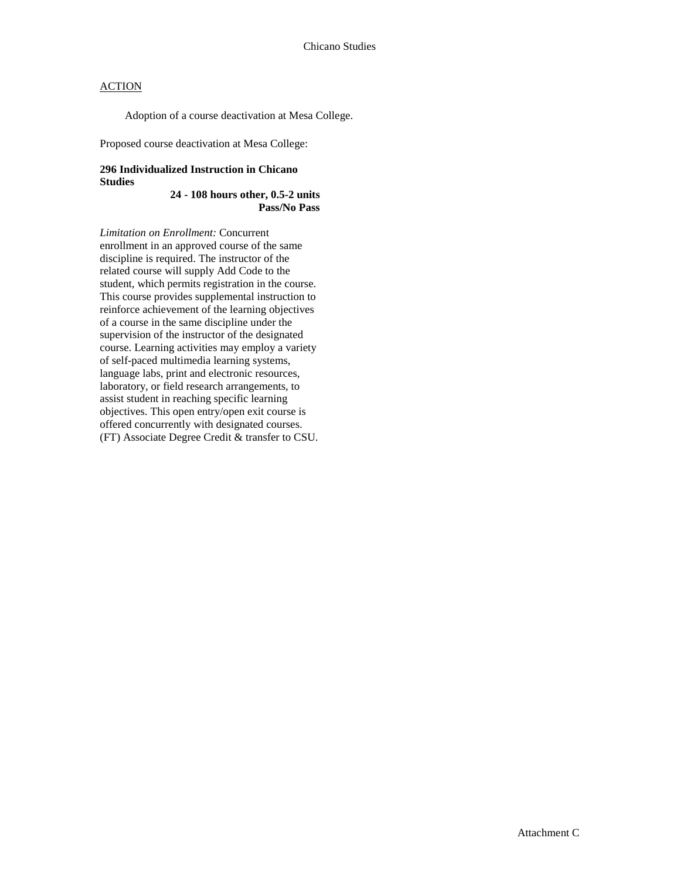ACTION

Adoption of a course deactivation at Mesa College.

Proposed course deactivation at Mesa College:

**296 Individualized Instruction in Chicano Studies**
**24 - 108 hours other, 0.5-2 units**
**Pass/No Pass**

*Limitation on Enrollment:* Concurrent enrollment in an approved course of the same discipline is required. The instructor of the related course will supply Add Code to the student, which permits registration in the course. This course provides supplemental instruction to reinforce achievement of the learning objectives of a course in the same discipline under the supervision of the instructor of the designated course. Learning activities may employ a variety of self-paced multimedia learning systems, language labs, print and electronic resources, laboratory, or field research arrangements, to assist student in reaching specific learning objectives. This open entry/open exit course is offered concurrently with designated courses. (FT) Associate Degree Credit & transfer to CSU.

Attachment C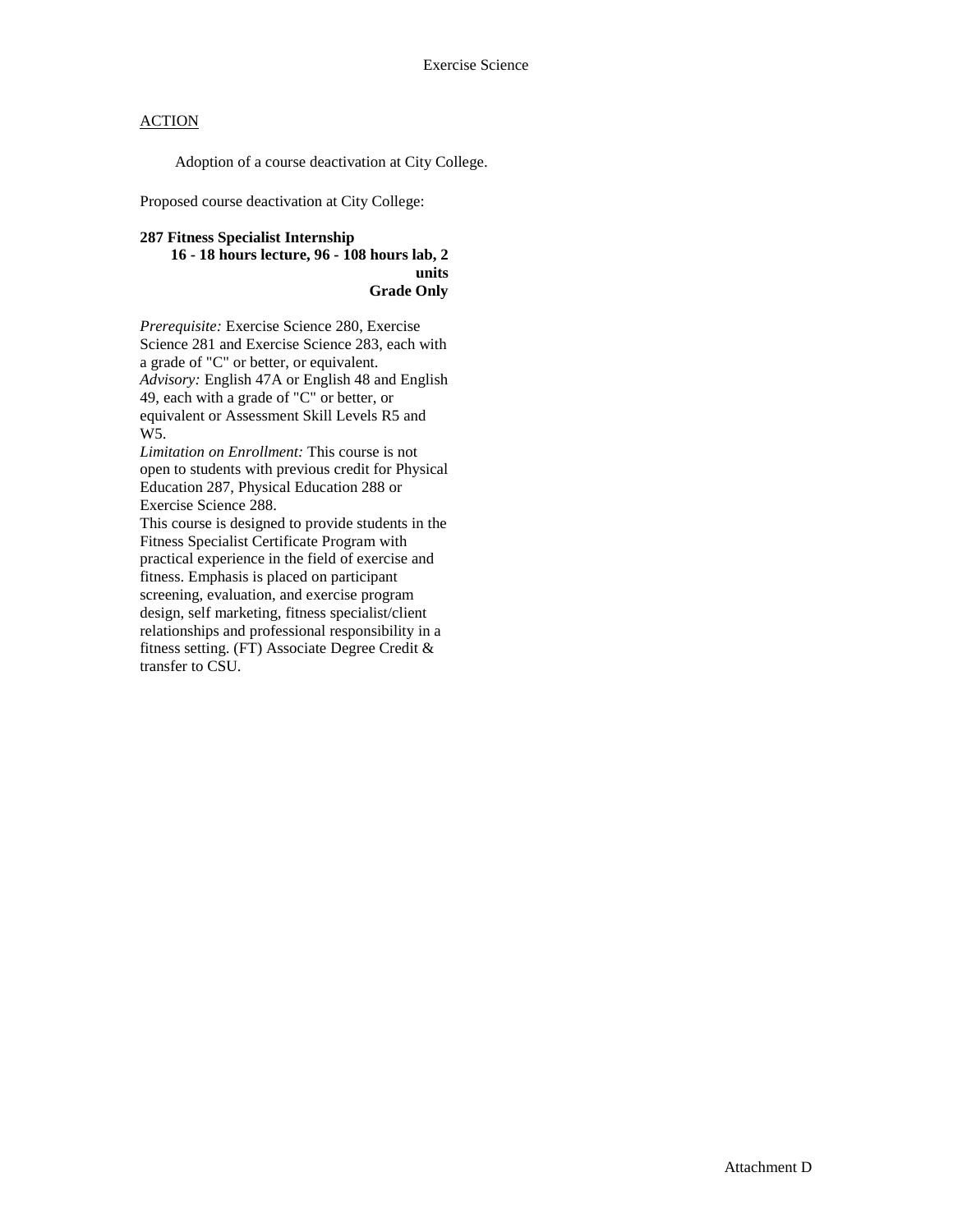## ACTION

Adoption of a course deactivation at City College.

Proposed course deactivation at City College:

**287 Fitness Specialist Internship**
**16 - 18 hours lecture, 96 - 108 hours lab, 2 units**
**Grade Only**

*Prerequisite:* Exercise Science 280, Exercise Science 281 and Exercise Science 283, each with a grade of "C" or better, or equivalent.
*Advisory:* English 47A or English 48 and English 49, each with a grade of "C" or better, or equivalent or Assessment Skill Levels R5 and W5.
*Limitation on Enrollment:* This course is not open to students with previous credit for Physical Education 287, Physical Education 288 or Exercise Science 288.
This course is designed to provide students in the Fitness Specialist Certificate Program with practical experience in the field of exercise and fitness. Emphasis is placed on participant screening, evaluation, and exercise program design, self marketing, fitness specialist/client relationships and professional responsibility in a fitness setting. (FT) Associate Degree Credit & transfer to CSU.

Attachment D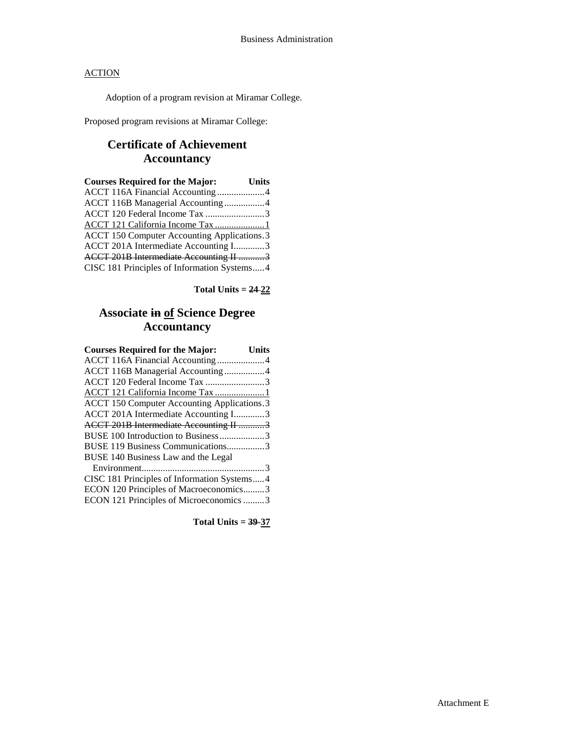Business Administration

<u>ACTION</u>

Adoption of a program revision at Miramar College.

Proposed program revisions at Miramar College:

## Certificate of Achievement Accountancy

| Courses Required for the Major: | Units |
|---|---|
| ACCT 116A Financial Accounting | 4 |
| ACCT 116B Managerial Accounting | 4 |
| ACCT 120 Federal Income Tax | 3 |
| <u>ACCT 121 California Income Tax</u> | <u>1</u> |
| ACCT 150 Computer Accounting Applications | 3 |
| ACCT 201A Intermediate Accounting I | 3 |
| ~~ACCT 201B Intermediate Accounting II~~ | ~~3~~ |
| CISC 181 Principles of Information Systems | 4 |

**Total Units = ~~24~~ <u>22</u>**

## Associate ~~in~~ <u>of</u> Science Degree Accountancy

| Courses Required for the Major: | Units |
|---|---|
| ACCT 116A Financial Accounting | 4 |
| ACCT 116B Managerial Accounting | 4 |
| ACCT 120 Federal Income Tax | 3 |
| <u>ACCT 121 California Income Tax</u> | <u>1</u> |
| ACCT 150 Computer Accounting Applications | 3 |
| ACCT 201A Intermediate Accounting I | 3 |
| ~~ACCT 201B Intermediate Accounting II~~ | ~~3~~ |
| BUSE 100 Introduction to Business | 3 |
| BUSE 119 Business Communications | 3 |
| BUSE 140 Business Law and the Legal Environment | 3 |
| CISC 181 Principles of Information Systems | 4 |
| ECON 120 Principles of Macroeconomics | 3 |
| ECON 121 Principles of Microeconomics | 3 |

**Total Units = ~~39~~ <u>37</u>**

Attachment E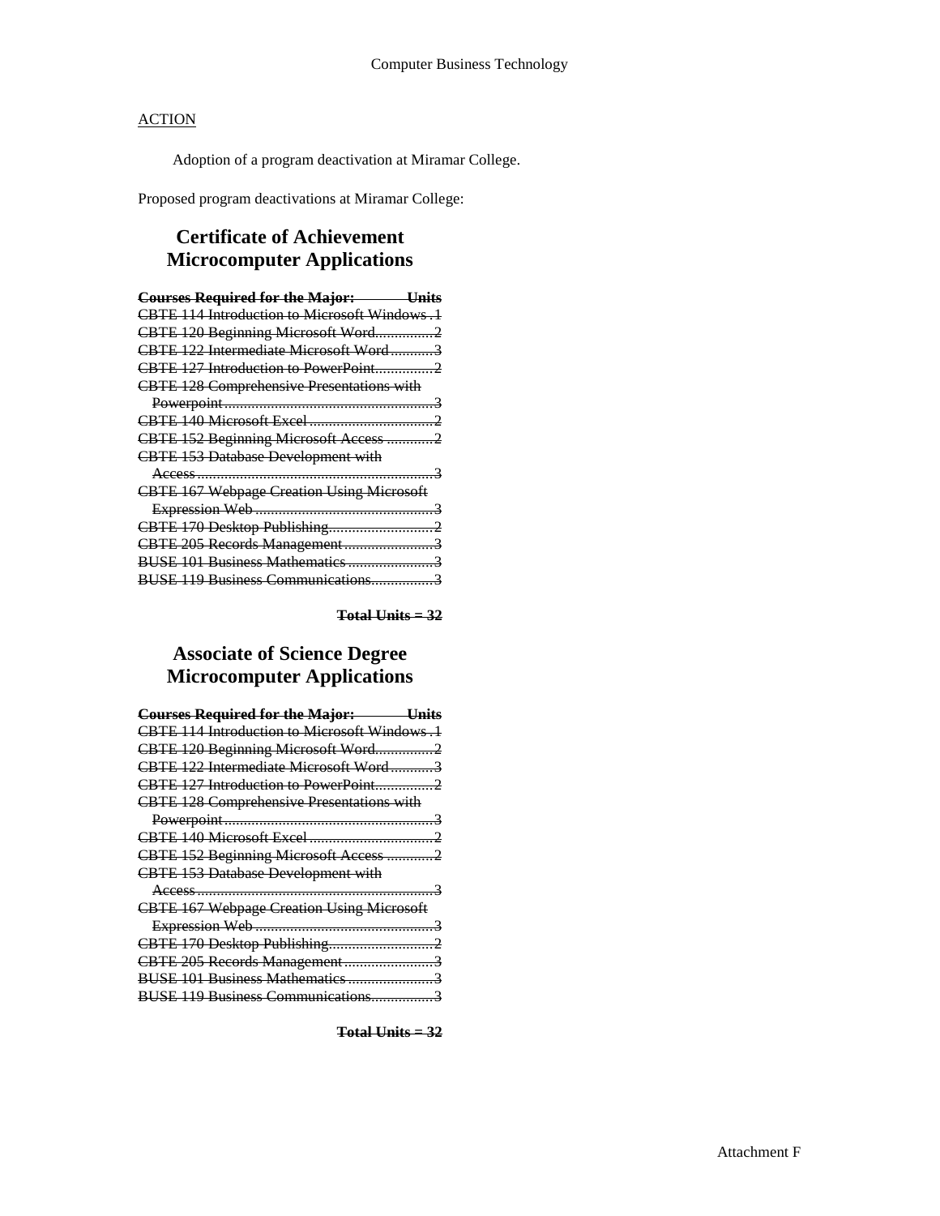## ACTION

Adoption of a program deactivation at Miramar College.

Proposed program deactivations at Miramar College:

## Certificate of Achievement
## Microcomputer Applications

| ~~Courses Required for the Major:~~ | ~~Units~~ |
|---|---|
| ~~CBTE 114 Introduction to Microsoft Windows~~ | ~~1~~ |
| ~~CBTE 120 Beginning Microsoft Word~~ | ~~2~~ |
| ~~CBTE 122 Intermediate Microsoft Word~~ | ~~3~~ |
| ~~CBTE 127 Introduction to PowerPoint~~ | ~~2~~ |
| ~~CBTE 128 Comprehensive Presentations with Powerpoint~~ | ~~3~~ |
| ~~CBTE 140 Microsoft Excel~~ | ~~2~~ |
| ~~CBTE 152 Beginning Microsoft Access~~ | ~~2~~ |
| ~~CBTE 153 Database Development with Access~~ | ~~3~~ |
| ~~CBTE 167 Webpage Creation Using Microsoft Expression Web~~ | ~~3~~ |
| ~~CBTE 170 Desktop Publishing~~ | ~~2~~ |
| ~~CBTE 205 Records Management~~ | ~~3~~ |
| ~~BUSE 101 Business Mathematics~~ | ~~3~~ |
| ~~BUSE 119 Business Communications~~ | ~~3~~ |

~~**Total Units = 32**~~

## Associate of Science Degree
## Microcomputer Applications

| ~~Courses Required for the Major:~~ | ~~Units~~ |
|---|---|
| ~~CBTE 114 Introduction to Microsoft Windows~~ | ~~1~~ |
| ~~CBTE 120 Beginning Microsoft Word~~ | ~~2~~ |
| ~~CBTE 122 Intermediate Microsoft Word~~ | ~~3~~ |
| ~~CBTE 127 Introduction to PowerPoint~~ | ~~2~~ |
| ~~CBTE 128 Comprehensive Presentations with Powerpoint~~ | ~~3~~ |
| ~~CBTE 140 Microsoft Excel~~ | ~~2~~ |
| ~~CBTE 152 Beginning Microsoft Access~~ | ~~2~~ |
| ~~CBTE 153 Database Development with Access~~ | ~~3~~ |
| ~~CBTE 167 Webpage Creation Using Microsoft Expression Web~~ | ~~3~~ |
| ~~CBTE 170 Desktop Publishing~~ | ~~2~~ |
| ~~CBTE 205 Records Management~~ | ~~3~~ |
| ~~BUSE 101 Business Mathematics~~ | ~~3~~ |
| ~~BUSE 119 Business Communications~~ | ~~3~~ |

~~**Total Units = 32**~~

Attachment F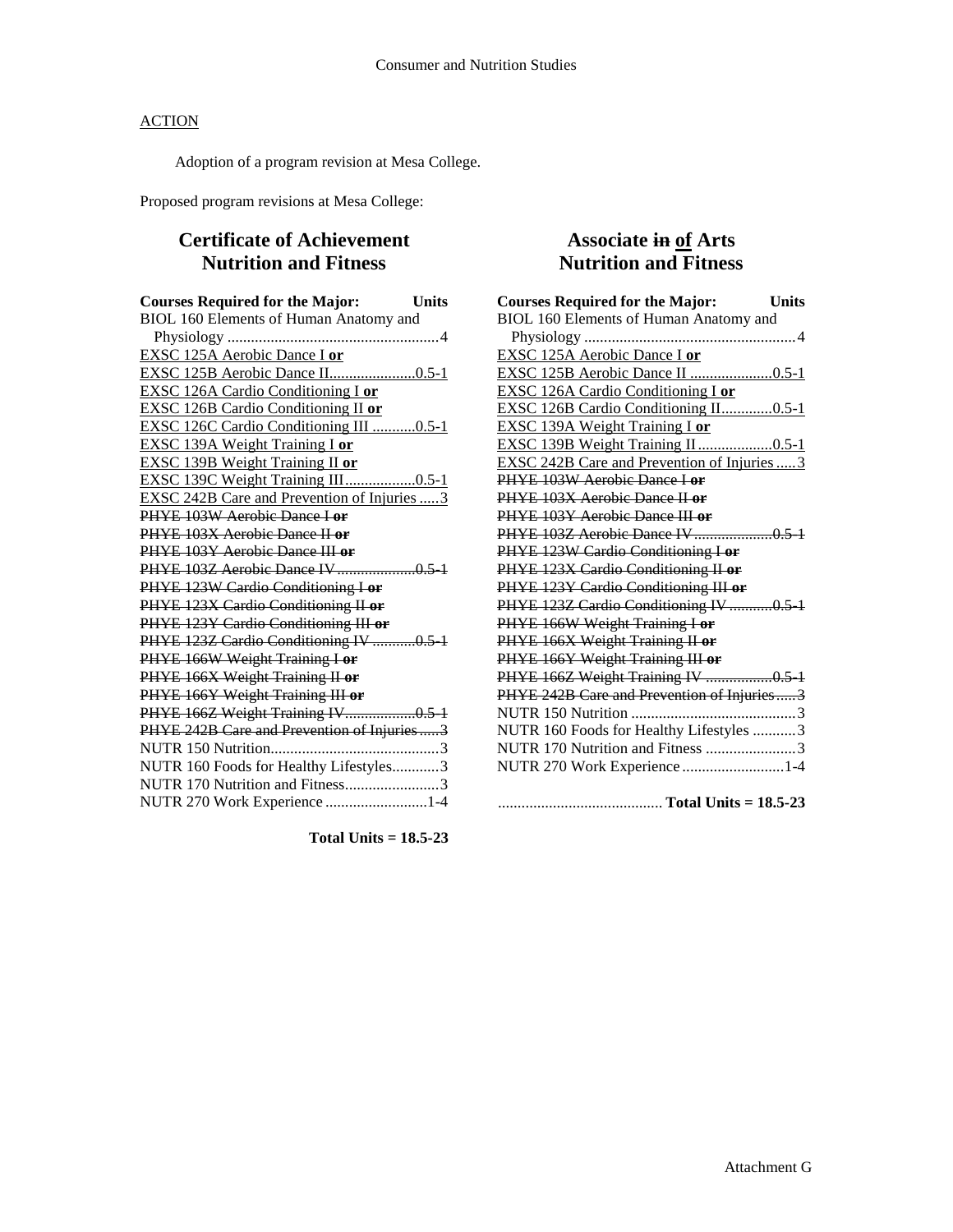## ACTION

Adoption of a program revision at Mesa College.

Proposed program revisions at Mesa College:

## Certificate of Achievement Nutrition and Fitness

| Courses Required for the Major: | Units |
|---|---|
| BIOL 160 Elements of Human Anatomy and Physiology | 4 |
| <u>EXSC 125A Aerobic Dance I **or**</u> | |
| <u>EXSC 125B Aerobic Dance II</u> | <u>0.5-1</u> |
| <u>EXSC 126A Cardio Conditioning I **or**</u> | |
| <u>EXSC 126B Cardio Conditioning II **or**</u> | |
| <u>EXSC 126C Cardio Conditioning III</u> | <u>0.5-1</u> |
| <u>EXSC 139A Weight Training I **or**</u> | |
| <u>EXSC 139B Weight Training II **or**</u> | |
| <u>EXSC 139C Weight Training III</u> | <u>0.5-1</u> |
| <u>EXSC 242B Care and Prevention of Injuries</u> | <u>3</u> |
| ~~PHYE 103W Aerobic Dance I **or**~~ | |
| ~~PHYE 103X Aerobic Dance II **or**~~ | |
| ~~PHYE 103Y Aerobic Dance III **or**~~ | |
| ~~PHYE 103Z Aerobic Dance IV~~ | ~~0.5-1~~ |
| ~~PHYE 123W Cardio Conditioning I **or**~~ | |
| ~~PHYE 123X Cardio Conditioning II **or**~~ | |
| ~~PHYE 123Y Cardio Conditioning III **or**~~ | |
| ~~PHYE 123Z Cardio Conditioning IV~~ | ~~0.5-1~~ |
| ~~PHYE 166W Weight Training I **or**~~ | |
| ~~PHYE 166X Weight Training II **or**~~ | |
| ~~PHYE 166Y Weight Training III **or**~~ | |
| ~~PHYE 166Z Weight Training IV~~ | ~~0.5-1~~ |
| ~~PHYE 242B Care and Prevention of Injuries~~ | ~~3~~ |
| NUTR 150 Nutrition | 3 |
| NUTR 160 Foods for Healthy Lifestyles | 3 |
| NUTR 170 Nutrition and Fitness | 3 |
| NUTR 270 Work Experience | 1-4 |

**Total Units = 18.5-23**

## Associate ~~in~~ <u>of</u> Arts Nutrition and Fitness

| Courses Required for the Major: | Units |
|---|---|
| BIOL 160 Elements of Human Anatomy and Physiology | 4 |
| <u>EXSC 125A Aerobic Dance I **or**</u> | |
| <u>EXSC 125B Aerobic Dance II</u> | <u>0.5-1</u> |
| <u>EXSC 126A Cardio Conditioning I **or**</u> | |
| <u>EXSC 126B Cardio Conditioning II</u> | <u>0.5-1</u> |
| <u>EXSC 139A Weight Training I **or**</u> | |
| <u>EXSC 139B Weight Training II</u> | <u>0.5-1</u> |
| <u>EXSC 242B Care and Prevention of Injuries</u> | <u>3</u> |
| ~~PHYE 103W Aerobic Dance I **or**~~ | |
| ~~PHYE 103X Aerobic Dance II **or**~~ | |
| ~~PHYE 103Y Aerobic Dance III **or**~~ | |
| ~~PHYE 103Z Aerobic Dance IV~~ | ~~0.5-1~~ |
| ~~PHYE 123W Cardio Conditioning I **or**~~ | |
| ~~PHYE 123X Cardio Conditioning II **or**~~ | |
| ~~PHYE 123Y Cardio Conditioning III **or**~~ | |
| ~~PHYE 123Z Cardio Conditioning IV~~ | ~~0.5-1~~ |
| ~~PHYE 166W Weight Training I **or**~~ | |
| ~~PHYE 166X Weight Training II **or**~~ | |
| ~~PHYE 166Y Weight Training III **or**~~ | |
| ~~PHYE 166Z Weight Training IV~~ | ~~0.5-1~~ |
| ~~PHYE 242B Care and Prevention of Injuries~~ | ~~3~~ |
| NUTR 150 Nutrition | 3 |
| NUTR 160 Foods for Healthy Lifestyles | 3 |
| NUTR 170 Nutrition and Fitness | 3 |
| NUTR 270 Work Experience | 1-4 |
| **Total Units = 18.5-23** | |

Attachment G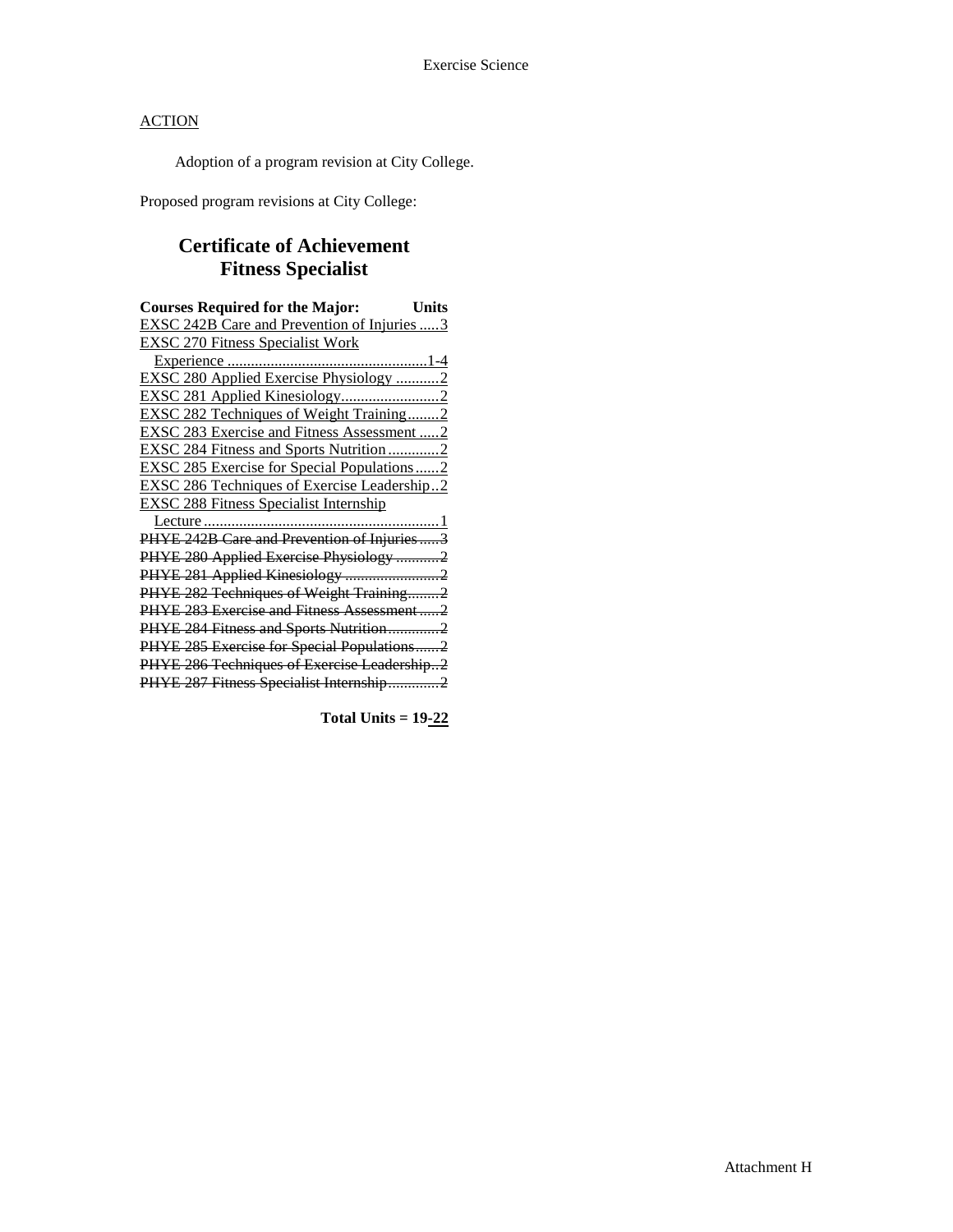Exercise Science

ACTION

Adoption of a program revision at City College.

Proposed program revisions at City College:

## Certificate of Achievement
## Fitness Specialist

| Courses Required for the Major: | Units |
|---|---|
| <u>EXSC 242B Care and Prevention of Injuries</u> | <u>3</u> |
| <u>EXSC 270 Fitness Specialist Work Experience</u> | <u>1-4</u> |
| <u>EXSC 280 Applied Exercise Physiology</u> | <u>2</u> |
| <u>EXSC 281 Applied Kinesiology</u> | <u>2</u> |
| <u>EXSC 282 Techniques of Weight Training</u> | <u>2</u> |
| <u>EXSC 283 Exercise and Fitness Assessment</u> | <u>2</u> |
| <u>EXSC 284 Fitness and Sports Nutrition</u> | <u>2</u> |
| <u>EXSC 285 Exercise for Special Populations</u> | <u>2</u> |
| <u>EXSC 286 Techniques of Exercise Leadership</u> | <u>2</u> |
| <u>EXSC 288 Fitness Specialist Internship Lecture</u> | <u>1</u> |
| ~~PHYE 242B Care and Prevention of Injuries~~ | ~~3~~ |
| ~~PHYE 280 Applied Exercise Physiology~~ | ~~2~~ |
| ~~PHYE 281 Applied Kinesiology~~ | ~~2~~ |
| ~~PHYE 282 Techniques of Weight Training~~ | ~~2~~ |
| ~~PHYE 283 Exercise and Fitness Assessment~~ | ~~2~~ |
| ~~PHYE 284 Fitness and Sports Nutrition~~ | ~~2~~ |
| ~~PHYE 285 Exercise for Special Populations~~ | ~~2~~ |
| ~~PHYE 286 Techniques of Exercise Leadership~~ | ~~2~~ |
| ~~PHYE 287 Fitness Specialist Internship~~ | ~~2~~ |

**Total Units = 19-<u>22</u>**

Attachment H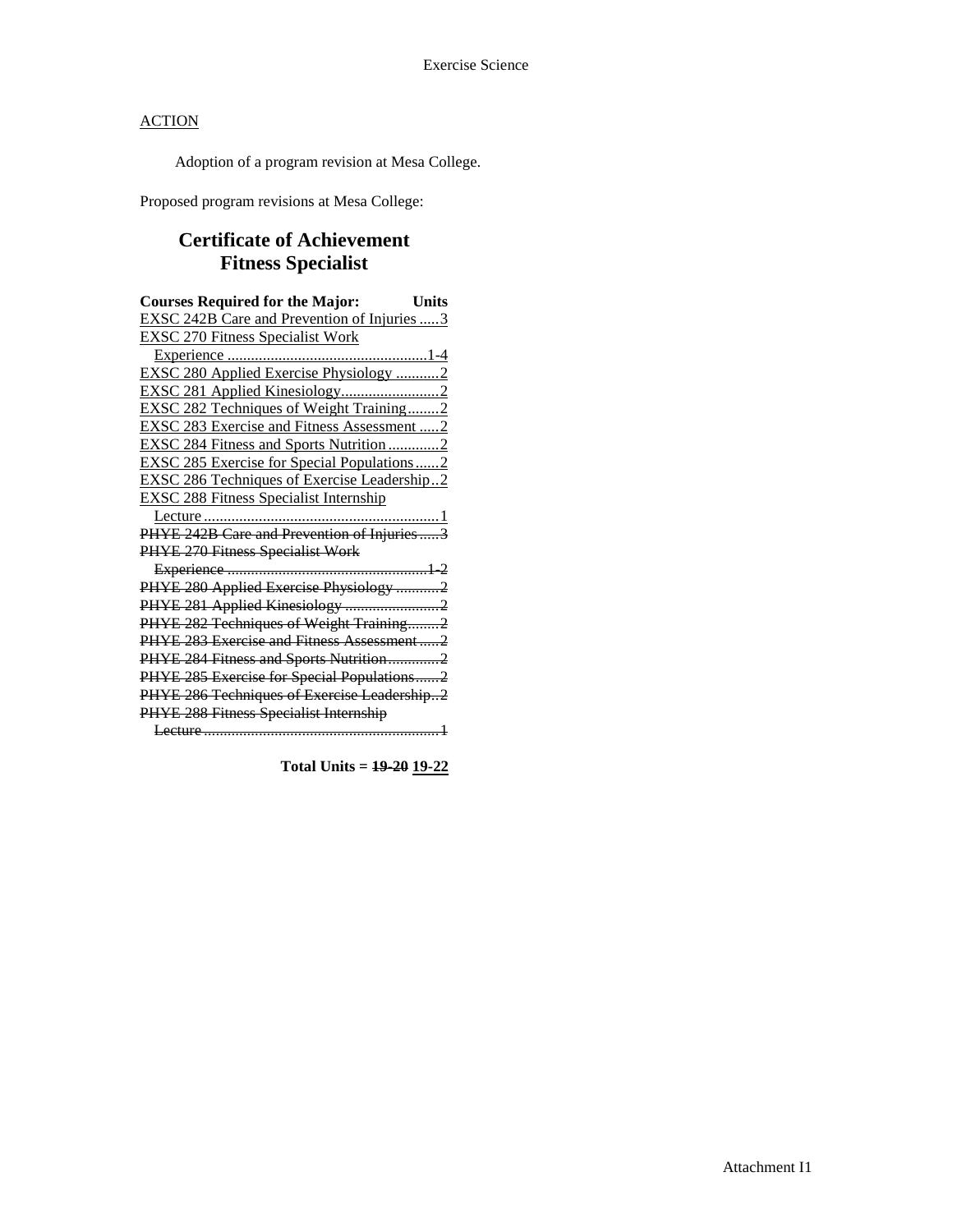ACTION

Adoption of a program revision at Mesa College.

Proposed program revisions at Mesa College:

## Certificate of Achievement
## Fitness Specialist

| Courses Required for the Major: | Units |
|---|---|
| <u>EXSC 242B Care and Prevention of Injuries</u> | <u>3</u> |
| <u>EXSC 270 Fitness Specialist Work Experience</u> | <u>1-4</u> |
| <u>EXSC 280 Applied Exercise Physiology</u> | <u>2</u> |
| <u>EXSC 281 Applied Kinesiology</u> | <u>2</u> |
| <u>EXSC 282 Techniques of Weight Training</u> | <u>2</u> |
| <u>EXSC 283 Exercise and Fitness Assessment</u> | <u>2</u> |
| <u>EXSC 284 Fitness and Sports Nutrition</u> | <u>2</u> |
| <u>EXSC 285 Exercise for Special Populations</u> | <u>2</u> |
| <u>EXSC 286 Techniques of Exercise Leadership</u> | <u>2</u> |
| <u>EXSC 288 Fitness Specialist Internship Lecture</u> | <u>1</u> |
| ~~PHYE 242B Care and Prevention of Injuries~~ | ~~3~~ |
| ~~PHYE 270 Fitness Specialist Work Experience~~ | ~~1-2~~ |
| ~~PHYE 280 Applied Exercise Physiology~~ | ~~2~~ |
| ~~PHYE 281 Applied Kinesiology~~ | ~~2~~ |
| ~~PHYE 282 Techniques of Weight Training~~ | ~~2~~ |
| ~~PHYE 283 Exercise and Fitness Assessment~~ | ~~2~~ |
| ~~PHYE 284 Fitness and Sports Nutrition~~ | ~~2~~ |
| ~~PHYE 285 Exercise for Special Populations~~ | ~~2~~ |
| ~~PHYE 286 Techniques of Exercise Leadership~~ | ~~2~~ |
| ~~PHYE 288 Fitness Specialist Internship Lecture~~ | ~~1~~ |

**Total Units = ~~19-20~~ <u>19-22</u>**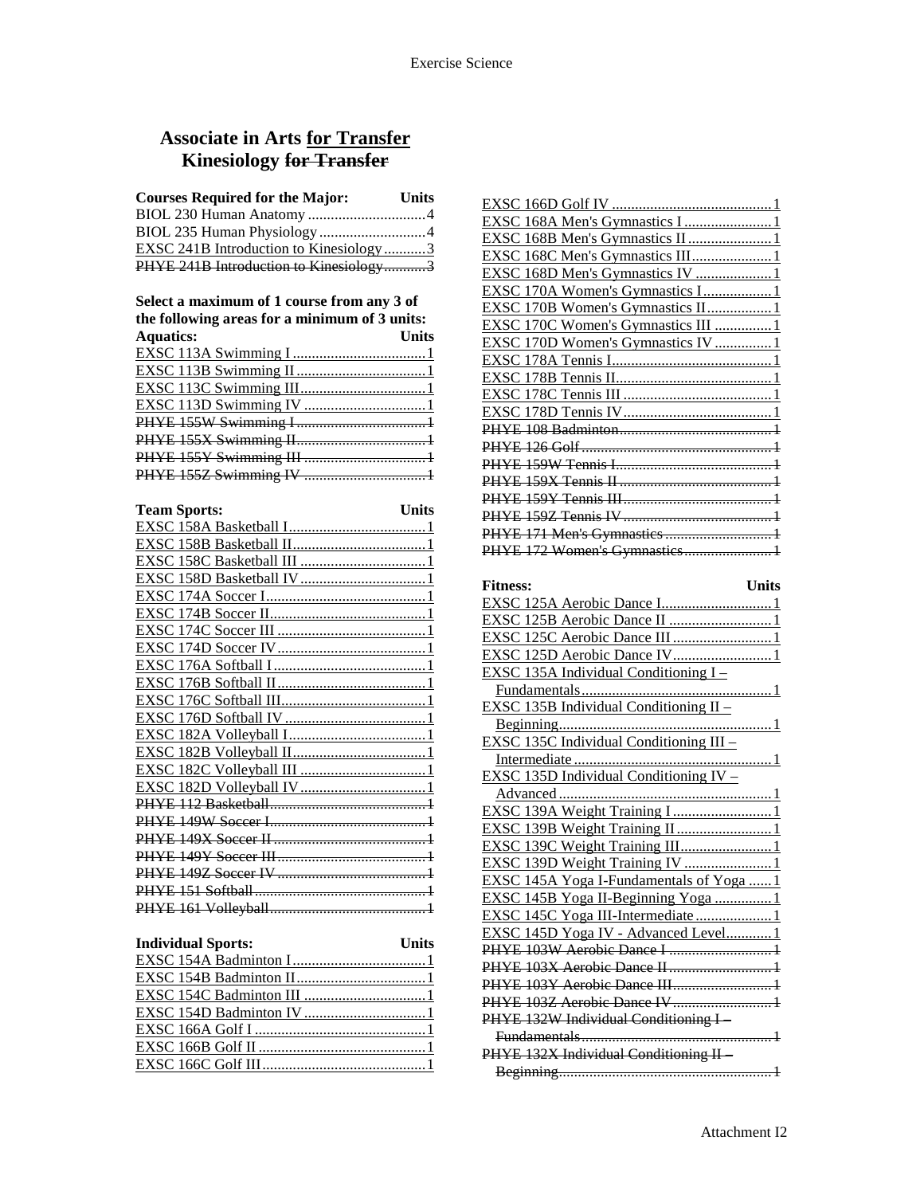# Associate in Arts for Transfer Kinesiology ~~for Transfer~~

| Courses Required for the Major: | Units |
|---|---|
| BIOL 230 Human Anatomy | 4 |
| BIOL 235 Human Physiology | 4 |
| EXSC 241B Introduction to Kinesiology | 3 |
| ~~PHYE 241B Introduction to Kinesiology~~ | ~~3~~ |

**Select a maximum of 1 course from any 3 of the following areas for a minimum of 3 units:**

| Aquatics: | Units |
|---|---|
| EXSC 113A Swimming I | 1 |
| EXSC 113B Swimming II | 1 |
| EXSC 113C Swimming III | 1 |
| EXSC 113D Swimming IV | 1 |
| ~~PHYE 155W Swimming I~~ | ~~1~~ |
| ~~PHYE 155X Swimming II~~ | ~~1~~ |
| ~~PHYE 155Y Swimming III~~ | ~~1~~ |
| ~~PHYE 155Z Swimming IV~~ | ~~1~~ |

| Team Sports: | Units |
|---|---|
| EXSC 158A Basketball I | 1 |
| EXSC 158B Basketball II | 1 |
| EXSC 158C Basketball III | 1 |
| EXSC 158D Basketball IV | 1 |
| EXSC 174A Soccer I | 1 |
| EXSC 174B Soccer II | 1 |
| EXSC 174C Soccer III | 1 |
| EXSC 174D Soccer IV | 1 |
| EXSC 176A Softball I | 1 |
| EXSC 176B Softball II | 1 |
| EXSC 176C Softball III | 1 |
| EXSC 176D Softball IV | 1 |
| EXSC 182A Volleyball I | 1 |
| EXSC 182B Volleyball II | 1 |
| EXSC 182C Volleyball III | 1 |
| EXSC 182D Volleyball IV | 1 |
| ~~PHYE 112 Basketball~~ | ~~1~~ |
| ~~PHYE 149W Soccer I~~ | ~~1~~ |
| ~~PHYE 149X Soccer II~~ | ~~1~~ |
| ~~PHYE 149Y Soccer III~~ | ~~1~~ |
| ~~PHYE 149Z Soccer IV~~ | ~~1~~ |
| ~~PHYE 151 Softball~~ | ~~1~~ |
| ~~PHYE 161 Volleyball~~ | ~~1~~ |

| Individual Sports: | Units |
|---|---|
| EXSC 154A Badminton I | 1 |
| EXSC 154B Badminton II | 1 |
| EXSC 154C Badminton III | 1 |
| EXSC 154D Badminton IV | 1 |
| EXSC 166A Golf I | 1 |
| EXSC 166B Golf II | 1 |
| EXSC 166C Golf III | 1 |
| EXSC 166D Golf IV | 1 |
| EXSC 168A Men's Gymnastics I | 1 |
| EXSC 168B Men's Gymnastics II | 1 |
| EXSC 168C Men's Gymnastics III | 1 |
| EXSC 168D Men's Gymnastics IV | 1 |
| EXSC 170A Women's Gymnastics I | 1 |
| EXSC 170B Women's Gymnastics II | 1 |
| EXSC 170C Women's Gymnastics III | 1 |
| EXSC 170D Women's Gymnastics IV | 1 |
| EXSC 178A Tennis I | 1 |
| EXSC 178B Tennis II | 1 |
| EXSC 178C Tennis III | 1 |
| EXSC 178D Tennis IV | 1 |
| ~~PHYE 108 Badminton~~ | ~~1~~ |
| ~~PHYE 126 Golf~~ | ~~1~~ |
| ~~PHYE 159W Tennis I~~ | ~~1~~ |
| ~~PHYE 159X Tennis II~~ | ~~1~~ |
| ~~PHYE 159Y Tennis III~~ | ~~1~~ |
| ~~PHYE 159Z Tennis IV~~ | ~~1~~ |
| ~~PHYE 171 Men's Gymnastics~~ | ~~1~~ |
| ~~PHYE 172 Women's Gymnastics~~ | ~~1~~ |

| Fitness: | Units |
|---|---|
| EXSC 125A Aerobic Dance I | 1 |
| EXSC 125B Aerobic Dance II | 1 |
| EXSC 125C Aerobic Dance III | 1 |
| EXSC 125D Aerobic Dance IV | 1 |
| EXSC 135A Individual Conditioning I – Fundamentals | 1 |
| EXSC 135B Individual Conditioning II – Beginning | 1 |
| EXSC 135C Individual Conditioning III – Intermediate | 1 |
| EXSC 135D Individual Conditioning IV – Advanced | 1 |
| EXSC 139A Weight Training I | 1 |
| EXSC 139B Weight Training II | 1 |
| EXSC 139C Weight Training III | 1 |
| EXSC 139D Weight Training IV | 1 |
| EXSC 145A Yoga I-Fundamentals of Yoga | 1 |
| EXSC 145B Yoga II-Beginning Yoga | 1 |
| EXSC 145C Yoga III-Intermediate | 1 |
| EXSC 145D Yoga IV - Advanced Level | 1 |
| ~~PHYE 103W Aerobic Dance I~~ | ~~1~~ |
| ~~PHYE 103X Aerobic Dance II~~ | ~~1~~ |
| ~~PHYE 103Y Aerobic Dance III~~ | ~~1~~ |
| ~~PHYE 103Z Aerobic Dance IV~~ | ~~1~~ |
| ~~PHYE 132W Individual Conditioning I – Fundamentals~~ | ~~1~~ |
| ~~PHYE 132X Individual Conditioning II – Beginning~~ | ~~1~~ |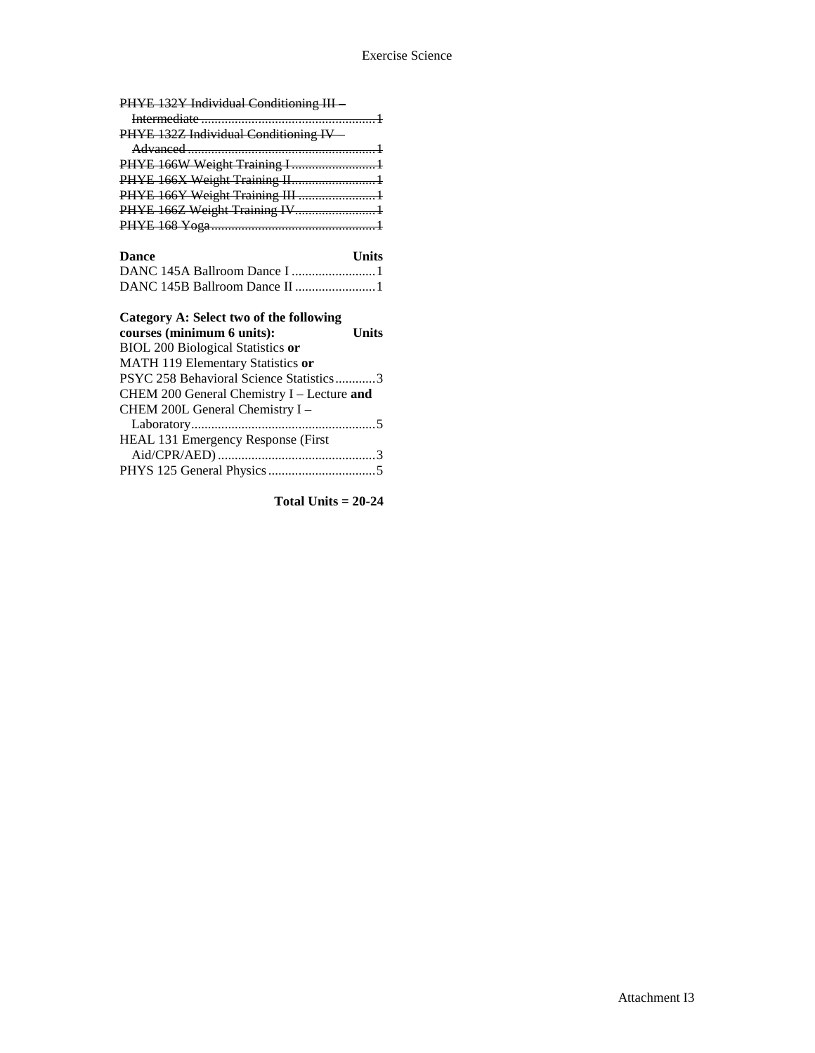~~PHYE 132Y Individual Conditioning III – Intermediate ....................................................1~~
~~PHYE 132Z Individual Conditioning IV – Advanced .........................................................1~~
~~PHYE 166W Weight Training I .........................1~~
~~PHYE 166X Weight Training II.........................1~~
~~PHYE 166Y Weight Training III .......................1~~
~~PHYE 166Z Weight Training IV........................1~~
~~PHYE 168 Yoga.................................................1~~

| **Dance** | **Units** |
|---|---|
| DANC 145A Ballroom Dance I | 1 |
| DANC 145B Ballroom Dance II | 1 |

| **Category A: Select two of the following courses (minimum 6 units):** | **Units** |
|---|---|
| BIOL 200 Biological Statistics **or** MATH 119 Elementary Statistics **or** PSYC 258 Behavioral Science Statistics | 3 |
| CHEM 200 General Chemistry I – Lecture **and** CHEM 200L General Chemistry I – Laboratory | 5 |
| HEAL 131 Emergency Response (First Aid/CPR/AED) | 3 |
| PHYS 125 General Physics | 5 |

**Total Units = 20-24**

Attachment I3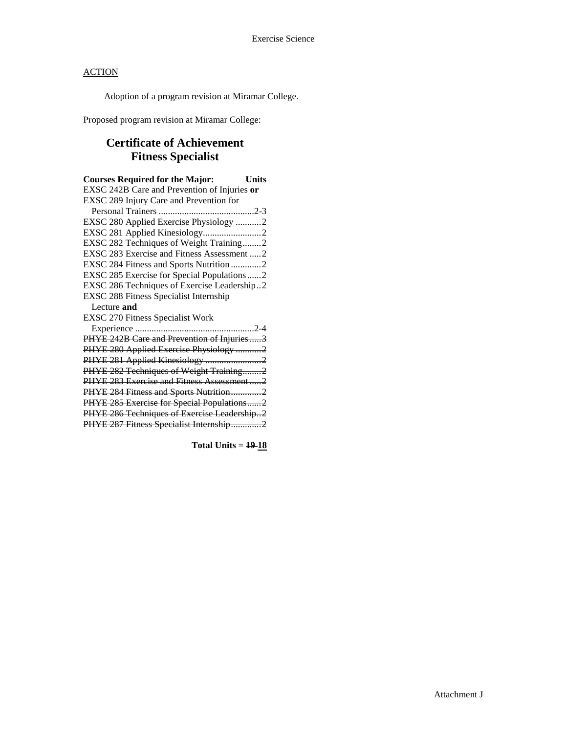ACTION

Adoption of a program revision at Miramar College.

Proposed program revision at Miramar College:

## Certificate of Achievement
## Fitness Specialist

| Courses Required for the Major: | Units |
|---|---|
| EXSC 242B Care and Prevention of Injuries **or** EXSC 289 Injury Care and Prevention for Personal Trainers | 2-3 |
| EXSC 280 Applied Exercise Physiology | 2 |
| EXSC 281 Applied Kinesiology | 2 |
| EXSC 282 Techniques of Weight Training | 2 |
| EXSC 283 Exercise and Fitness Assessment | 2 |
| EXSC 284 Fitness and Sports Nutrition | 2 |
| EXSC 285 Exercise for Special Populations | 2 |
| EXSC 286 Techniques of Exercise Leadership | 2 |
| EXSC 288 Fitness Specialist Internship Lecture **and** EXSC 270 Fitness Specialist Work Experience | 2-4 |
| ~~PHYE 242B Care and Prevention of Injuries~~ | ~~3~~ |
| ~~PHYE 280 Applied Exercise Physiology~~ | ~~2~~ |
| ~~PHYE 281 Applied Kinesiology~~ | ~~2~~ |
| ~~PHYE 282 Techniques of Weight Training~~ | ~~2~~ |
| ~~PHYE 283 Exercise and Fitness Assessment~~ | ~~2~~ |
| ~~PHYE 284 Fitness and Sports Nutrition~~ | ~~2~~ |
| ~~PHYE 285 Exercise for Special Populations~~ | ~~2~~ |
| ~~PHYE 286 Techniques of Exercise Leadership~~ | ~~2~~ |
| ~~PHYE 287 Fitness Specialist Internship~~ | ~~2~~ |

**Total Units = ~~19~~ <u>18</u>**

Attachment J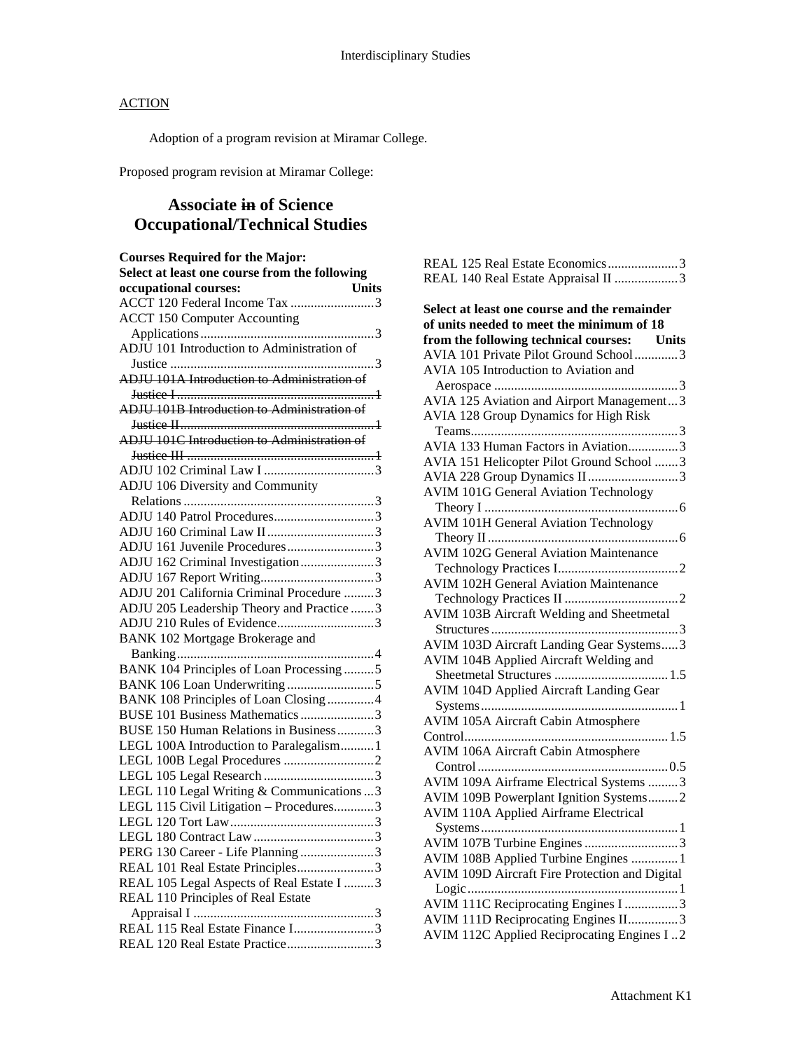Interdisciplinary Studies

ACTION

Adoption of a program revision at Miramar College.

Proposed program revision at Miramar College:

## Associate ~~in~~ of Science
## Occupational/Technical Studies

**Courses Required for the Major:**
**Select at least one course from the following occupational courses: Units**

ACCT 120 Federal Income Tax ......................... 3
ACCT 150 Computer Accounting Applications ......................... 3
ADJU 101 Introduction to Administration of Justice ......................... 3
~~ADJU 101A Introduction to Administration of Justice I ......................... 1~~
~~ADJU 101B Introduction to Administration of Justice II ......................... 1~~
~~ADJU 101C Introduction to Administration of Justice III ......................... 1~~
ADJU 102 Criminal Law I ......................... 3
ADJU 106 Diversity and Community Relations ......................... 3
ADJU 140 Patrol Procedures ......................... 3
ADJU 160 Criminal Law II ......................... 3
ADJU 161 Juvenile Procedures ......................... 3
ADJU 162 Criminal Investigation ......................... 3
ADJU 167 Report Writing ......................... 3
ADJU 201 California Criminal Procedure ......................... 3
ADJU 205 Leadership Theory and Practice ......................... 3
ADJU 210 Rules of Evidence ......................... 3
BANK 102 Mortgage Brokerage and Banking ......................... 4
BANK 104 Principles of Loan Processing ......................... 5
BANK 106 Loan Underwriting ......................... 5
BANK 108 Principles of Loan Closing ......................... 4
BUSE 101 Business Mathematics ......................... 3
BUSE 150 Human Relations in Business ......................... 3
LEGL 100A Introduction to Paralegalism ......................... 1
LEGL 100B Legal Procedures ......................... 2
LEGL 105 Legal Research ......................... 3
LEGL 110 Legal Writing & Communications ......................... 3
LEGL 115 Civil Litigation – Procedures ......................... 3
LEGL 120 Tort Law ......................... 3
LEGL 180 Contract Law ......................... 3
PERG 130 Career - Life Planning ......................... 3
REAL 101 Real Estate Principles ......................... 3
REAL 105 Legal Aspects of Real Estate I ......................... 3
REAL 110 Principles of Real Estate Appraisal I ......................... 3
REAL 115 Real Estate Finance I ......................... 3
REAL 120 Real Estate Practice ......................... 3
REAL 125 Real Estate Economics ......................... 3
REAL 140 Real Estate Appraisal II ......................... 3

**Select at least one course and the remainder of units needed to meet the minimum of 18 from the following technical courses: Units**

AVIA 101 Private Pilot Ground School ......................... 3
AVIA 105 Introduction to Aviation and Aerospace ......................... 3
AVIA 125 Aviation and Airport Management ......................... 3
AVIA 128 Group Dynamics for High Risk Teams ......................... 3
AVIA 133 Human Factors in Aviation ......................... 3
AVIA 151 Helicopter Pilot Ground School ......................... 3
AVIA 228 Group Dynamics II ......................... 3
AVIM 101G General Aviation Technology Theory I ......................... 6
AVIM 101H General Aviation Technology Theory II ......................... 6
AVIM 102G General Aviation Maintenance Technology Practices I ......................... 2
AVIM 102H General Aviation Maintenance Technology Practices II ......................... 2
AVIM 103B Aircraft Welding and Sheetmetal Structures ......................... 3
AVIM 103D Aircraft Landing Gear Systems ......................... 3
AVIM 104B Applied Aircraft Welding and Sheetmetal Structures ......................... 1.5
AVIM 104D Applied Aircraft Landing Gear Systems ......................... 1
AVIM 105A Aircraft Cabin Atmosphere Control ......................... 1.5
AVIM 106A Aircraft Cabin Atmosphere Control ......................... 0.5
AVIM 109A Airframe Electrical Systems ......................... 3
AVIM 109B Powerplant Ignition Systems ......................... 2
AVIM 110A Applied Airframe Electrical Systems ......................... 1
AVIM 107B Turbine Engines ......................... 3
AVIM 108B Applied Turbine Engines ......................... 1
AVIM 109D Aircraft Fire Protection and Digital Logic ......................... 1
AVIM 111C Reciprocating Engines I ......................... 3
AVIM 111D Reciprocating Engines II ......................... 3
AVIM 112C Applied Reciprocating Engines I ......................... 2

Attachment K1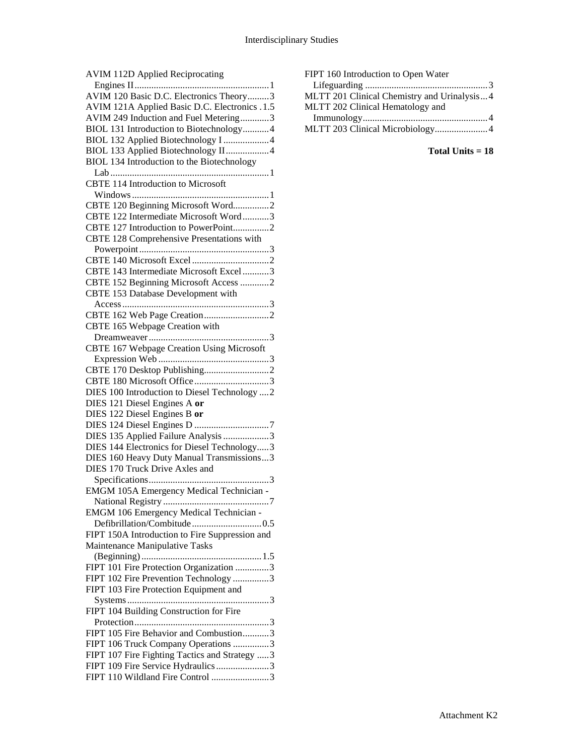AVIM 112D Applied Reciprocating Engines II........................................................1
AVIM 120 Basic D.C. Electronics Theory.........3
AVIM 121A Applied Basic D.C. Electronics .1.5
AVIM 249 Induction and Fuel Metering............3
BIOL 131 Introduction to Biotechnology...........4
BIOL 132 Applied Biotechnology I ...................4
BIOL 133 Applied Biotechnology II..................4
BIOL 134 Introduction to the Biotechnology Lab..................................................................1
CBTE 114 Introduction to Microsoft Windows.........................................................1
CBTE 120 Beginning Microsoft Word...............2
CBTE 122 Intermediate Microsoft Word...........3
CBTE 127 Introduction to PowerPoint...............2
CBTE 128 Comprehensive Presentations with Powerpoint......................................................3
CBTE 140 Microsoft Excel ................................2
CBTE 143 Intermediate Microsoft Excel...........3
CBTE 152 Beginning Microsoft Access ............2
CBTE 153 Database Development with Access............................................................3
CBTE 162 Web Page Creation...........................2
CBTE 165 Webpage Creation with Dreamweaver..................................................3
CBTE 167 Webpage Creation Using Microsoft Expression Web..............................................3
CBTE 170 Desktop Publishing...........................2
CBTE 180 Microsoft Office...............................3
DIES 100 Introduction to Diesel Technology ....2
DIES 121 Diesel Engines A **or**
DIES 122 Diesel Engines B **or**
DIES 124 Diesel Engines D ...............................7
DIES 135 Applied Failure Analysis ...................3
DIES 144 Electronics for Diesel Technology.....3
DIES 160 Heavy Duty Manual Transmissions...3
DIES 170 Truck Drive Axles and Specifications..................................................3
EMGM 105A Emergency Medical Technician - National Registry............................................7
EMGM 106 Emergency Medical Technician - Defibrillation/Combitude.............................0.5
FIPT 150A Introduction to Fire Suppression and Maintenance Manipulative Tasks (Beginning)..................................................1.5
FIPT 101 Fire Protection Organization ..............3
FIPT 102 Fire Prevention Technology ...............3
FIPT 103 Fire Protection Equipment and Systems...........................................................3
FIPT 104 Building Construction for Fire Protection........................................................3
FIPT 105 Fire Behavior and Combustion...........3
FIPT 106 Truck Company Operations ...............3
FIPT 107 Fire Fighting Tactics and Strategy .....3
FIPT 109 Fire Service Hydraulics......................3
FIPT 110 Wildland Fire Control ........................3
FIPT 160 Introduction to Open Water Lifeguarding ...................................................3
MLTT 201 Clinical Chemistry and Urinalysis...4
MLTT 202 Clinical Hematology and Immunology....................................................4
MLTT 203 Clinical Microbiology......................4

**Total Units = 18**

Attachment K2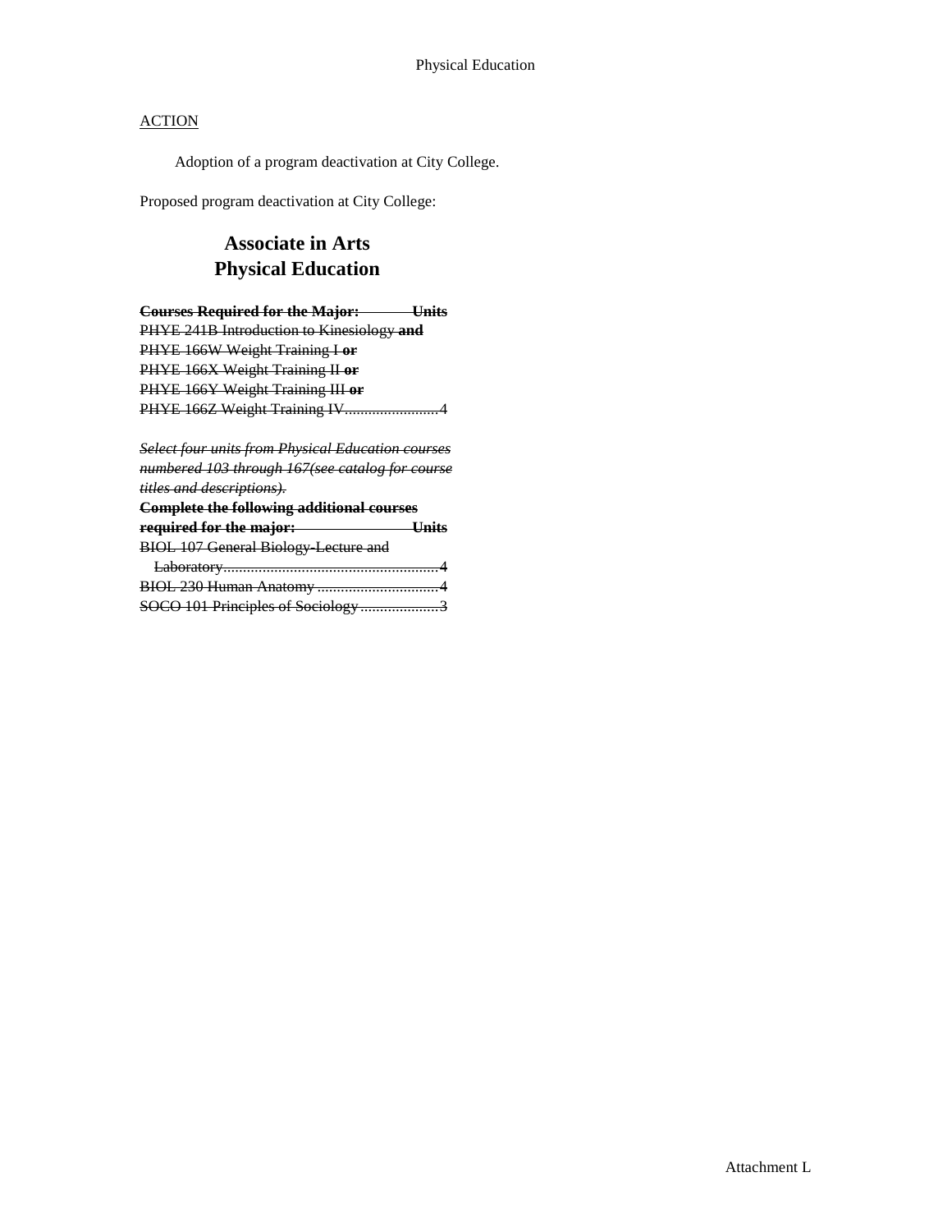ACTION

Adoption of a program deactivation at City College.

Proposed program deactivation at City College:

## Associate in Arts
## Physical Education

~~**Courses Required for the Major: Units**~~
~~PHYE 241B Introduction to Kinesiology **and**~~
~~PHYE 166W Weight Training I **or**~~
~~PHYE 166X Weight Training II **or**~~
~~PHYE 166Y Weight Training III **or**~~
~~PHYE 166Z Weight Training IV........................4~~

~~*Select four units from Physical Education courses numbered 103 through 167(see catalog for course titles and descriptions).*~~
~~**Complete the following additional courses required for the major: Units**~~
~~BIOL 107 General Biology-Lecture and Laboratory.......................................................4~~
~~BIOL 230 Human Anatomy ...............................4~~
~~SOCO 101 Principles of Sociology....................3~~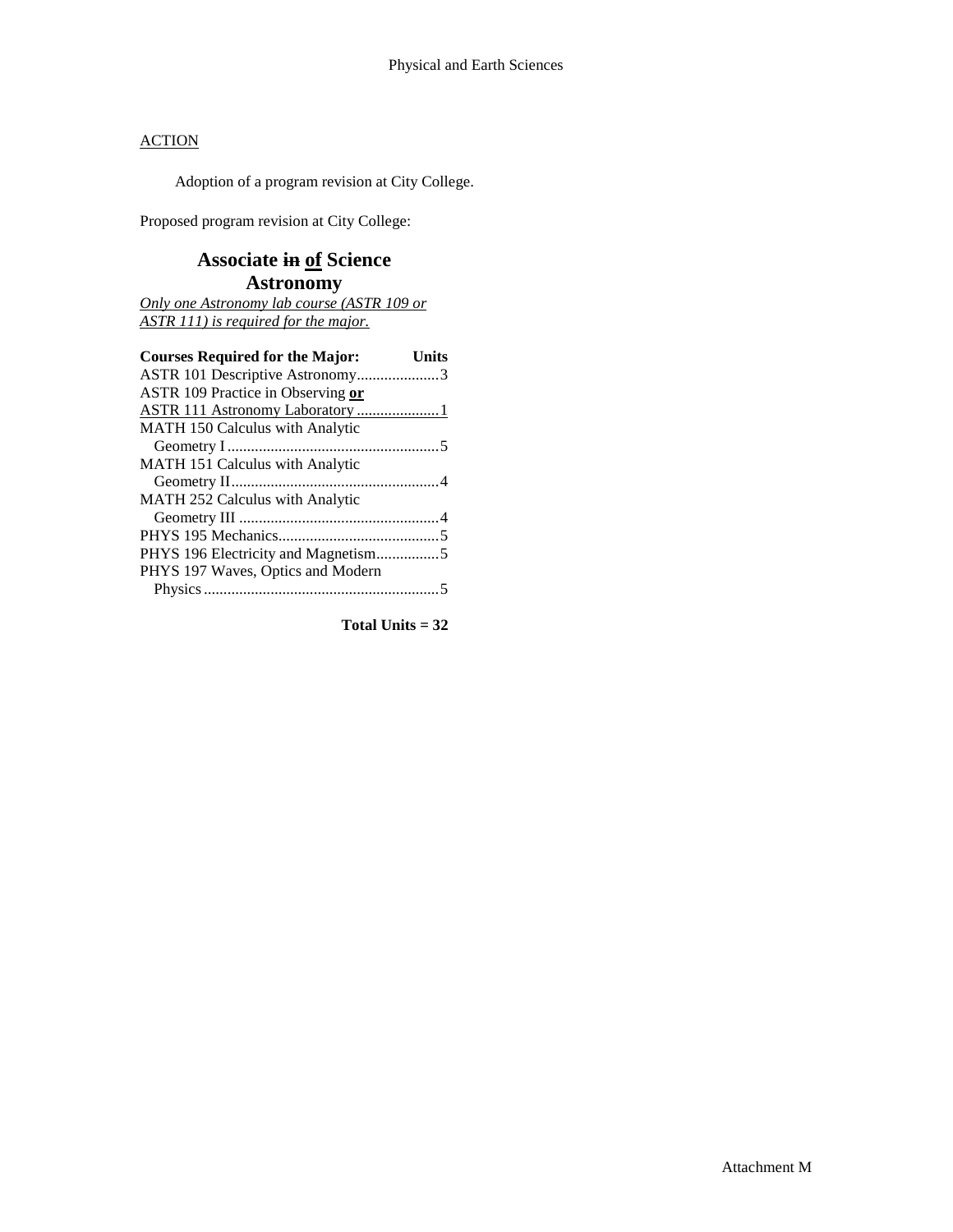ACTION

Adoption of a program revision at City College.

Proposed program revision at City College:

## Associate ~~in~~ **of** Science Astronomy

*Only one Astronomy lab course (ASTR 109 or ASTR 111) is required for the major.*

| Courses Required for the Major: | Units |
|---|---|
| ASTR 101 Descriptive Astronomy | 3 |
| ASTR 109 Practice in Observing **or** ASTR 111 Astronomy Laboratory | 1 |
| MATH 150 Calculus with Analytic Geometry I | 5 |
| MATH 151 Calculus with Analytic Geometry II | 4 |
| MATH 252 Calculus with Analytic Geometry III | 4 |
| PHYS 195 Mechanics | 5 |
| PHYS 196 Electricity and Magnetism | 5 |
| PHYS 197 Waves, Optics and Modern Physics | 5 |

**Total Units = 32**

Attachment M